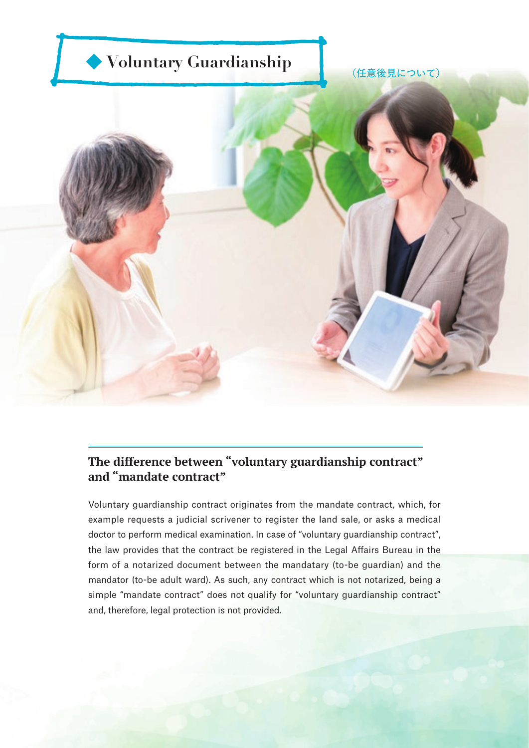# ◆ Voluntary Guardianship

（任意後見について）

## The difference between "voluntary guardianship contract" and "mandate contract"

Voluntary guardianship contract originates from the mandate contract, which, for example requests a judicial scrivener to register the land sale, or asks a medical doctor to perform medical examination. In case of "voluntary guardianship contract", the law provides that the contract be registered in the Legal Affairs Bureau in the form of a notarized document between the mandatary (to-be guardian) and the mandator (to-be adult ward). As such, any contract which is not notarized, being a simple "mandate contract" does not qualify for "voluntary guardianship contract" and, therefore, legal protection is not provided.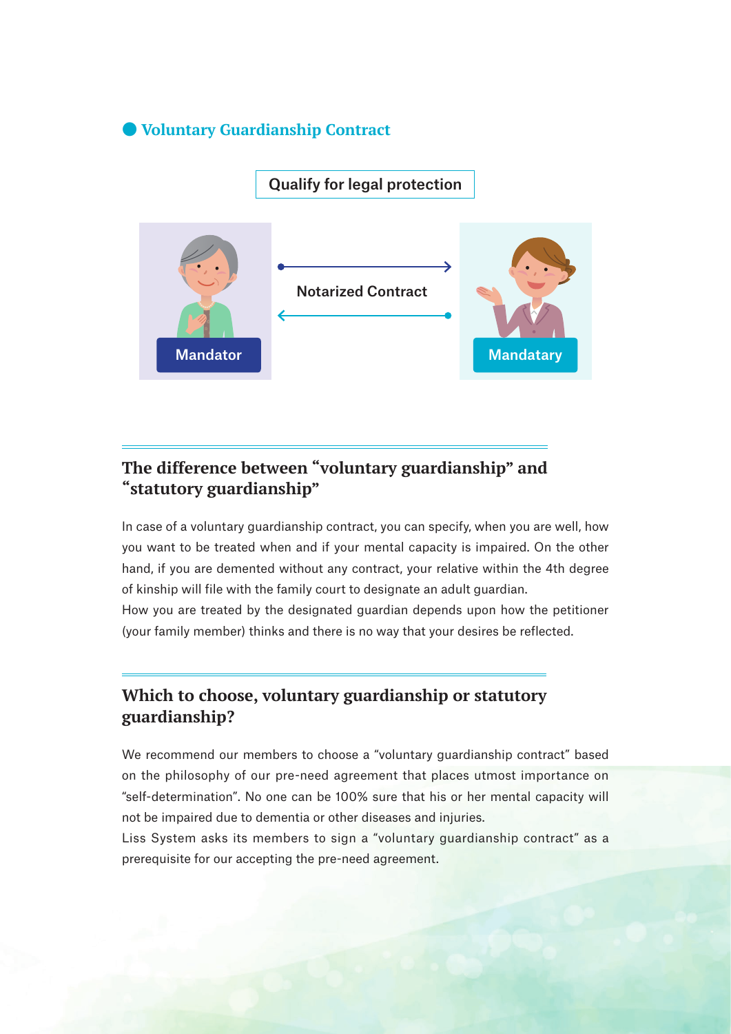## Voluntary Guardianship Contract

Qualify for legal protection

Mandator

Notarized Contract

Mandatary

## The difference between "voluntary guardianship" and "statutory guardianship"

In case of a voluntary guardianship contract, you can specify, when you are well, how you want to be treated when and if your mental capacity is impaired. On the other hand, if you are demented without any contract, your relative within the 4th degree of kinship will file with the family court to designate an adult guardian.
How you are treated by the designated guardian depends upon how the petitioner (your family member) thinks and there is no way that your desires be reflected.

## Which to choose, voluntary guardianship or statutory guardianship?

We recommend our members to choose a "voluntary guardianship contract" based on the philosophy of our pre-need agreement that places utmost importance on "self-determination". No one can be 100% sure that his or her mental capacity will not be impaired due to dementia or other diseases and injuries.
Liss System asks its members to sign a "voluntary guardianship contract" as a prerequisite for our accepting the pre-need agreement.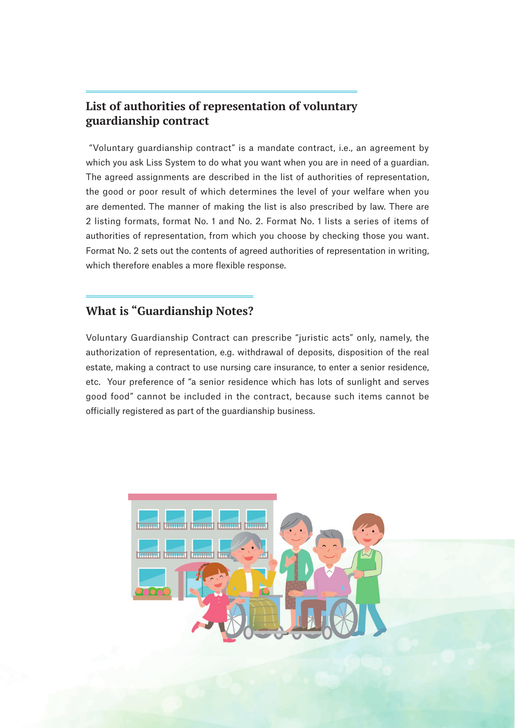## List of authorities of representation of voluntary guardianship contract

"Voluntary guardianship contract" is a mandate contract, i.e., an agreement by which you ask Liss System to do what you want when you are in need of a guardian. The agreed assignments are described in the list of authorities of representation, the good or poor result of which determines the level of your welfare when you are demented. The manner of making the list is also prescribed by law. There are 2 listing formats, format No. 1 and No. 2. Format No. 1 lists a series of items of authorities of representation, from which you choose by checking those you want. Format No. 2 sets out the contents of agreed authorities of representation in writing, which therefore enables a more flexible response.

## What is "Guardianship Notes?

Voluntary Guardianship Contract can prescribe "juristic acts" only, namely, the authorization of representation, e.g. withdrawal of deposits, disposition of the real estate, making a contract to use nursing care insurance, to enter a senior residence, etc. Your preference of "a senior residence which has lots of sunlight and serves good food" cannot be included in the contract, because such items cannot be officially registered as part of the guardianship business.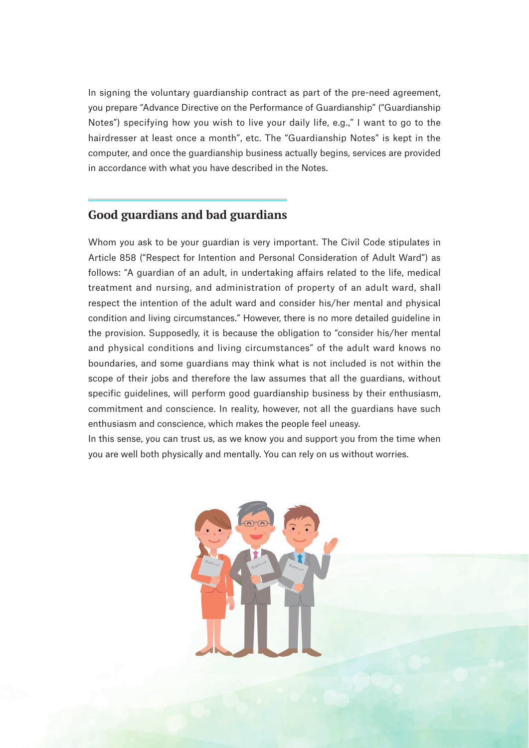In signing the voluntary guardianship contract as part of the pre-need agreement, you prepare "Advance Directive on the Performance of Guardianship" ("Guardianship Notes") specifying how you wish to live your daily life, e.g.," I want to go to the hairdresser at least once a month", etc. The "Guardianship Notes" is kept in the computer, and once the guardianship business actually begins, services are provided in accordance with what you have described in the Notes.

## Good guardians and bad guardians

Whom you ask to be your guardian is very important. The Civil Code stipulates in Article 858 ("Respect for Intention and Personal Consideration of Adult Ward") as follows: "A guardian of an adult, in undertaking affairs related to the life, medical treatment and nursing, and administration of property of an adult ward, shall respect the intention of the adult ward and consider his/her mental and physical condition and living circumstances." However, there is no more detailed guideline in the provision. Supposedly, it is because the obligation to "consider his/her mental and physical conditions and living circumstances" of the adult ward knows no boundaries, and some guardians may think what is not included is not within the scope of their jobs and therefore the law assumes that all the guardians, without specific guidelines, will perform good guardianship business by their enthusiasm, commitment and conscience. In reality, however, not all the guardians have such enthusiasm and conscience, which makes the people feel uneasy.

In this sense, you can trust us, as we know you and support you from the time when you are well both physically and mentally. You can rely on us without worries.